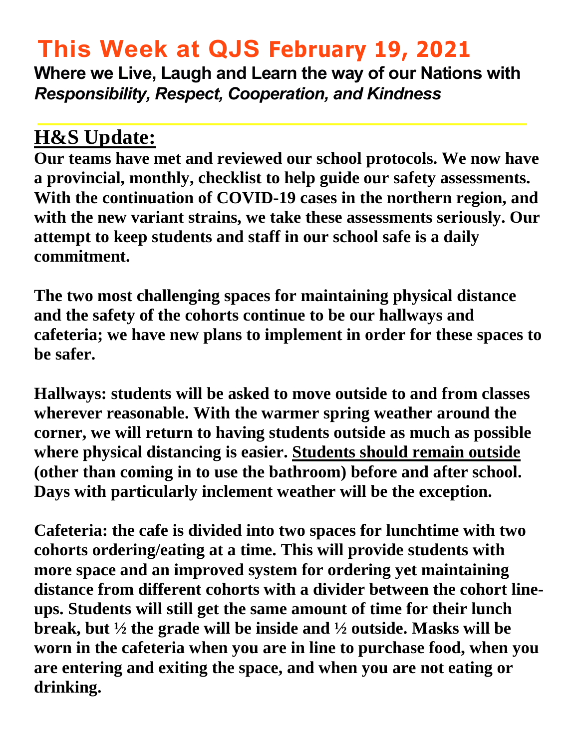# This Week at QJS February 19, 2021

**Where we Live, Laugh and Learn the way of our Nations with** ***Responsibility, Respect, Cooperation, and Kindness***

## H&S Update:

**Our teams have met and reviewed our school protocols. We now have a provincial, monthly, checklist to help guide our safety assessments. With the continuation of COVID-19 cases in the northern region, and with the new variant strains, we take these assessments seriously. Our attempt to keep students and staff in our school safe is a daily commitment.**

**The two most challenging spaces for maintaining physical distance and the safety of the cohorts continue to be our hallways and cafeteria; we have new plans to implement in order for these spaces to be safer.**

**Hallways: students will be asked to move outside to and from classes wherever reasonable. With the warmer spring weather around the corner, we will return to having students outside as much as possible where physical distancing is easier. <u>Students should remain outside</u> (other than coming in to use the bathroom) before and after school. Days with particularly inclement weather will be the exception.**

**Cafeteria: the cafe is divided into two spaces for lunchtime with two cohorts ordering/eating at a time. This will provide students with more space and an improved system for ordering yet maintaining distance from different cohorts with a divider between the cohort line-ups. Students will still get the same amount of time for their lunch break, but ½ the grade will be inside and ½ outside. Masks will be worn in the cafeteria when you are in line to purchase food, when you are entering and exiting the space, and when you are not eating or drinking.**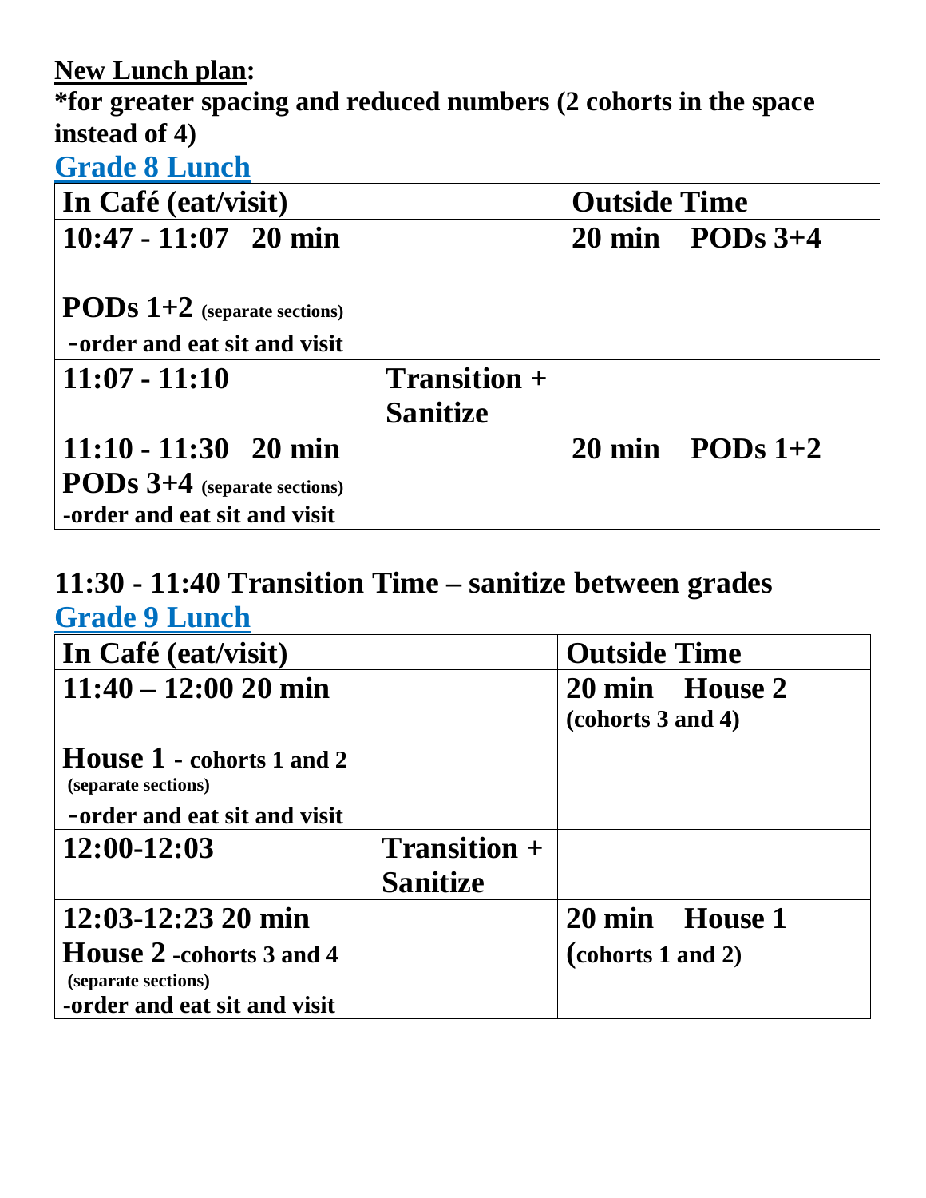**New Lunch plan:**

**\*for greater spacing and reduced numbers (2 cohorts in the space instead of 4)**

## Grade 8 Lunch

| In Café (eat/visit) | | Outside Time |
|---|---|---|
| **10:47 - 11:07 20 min**<br><br>**PODs 1+2** (separate sections)<br>-order and eat sit and visit | | **20 min PODs 3+4** |
| **11:07 - 11:10** | **Transition + Sanitize** | |
| **11:10 - 11:30 20 min**<br>**PODs 3+4** (separate sections)<br>-order and eat sit and visit | | **20 min PODs 1+2** |

**11:30 - 11:40 Transition Time – sanitize between grades**

## Grade 9 Lunch

| In Café (eat/visit) | | Outside Time |
|---|---|---|
| **11:40 – 12:00 20 min**<br><br>**House 1 - cohorts 1 and 2** (separate sections)<br>-order and eat sit and visit | | **20 min House 2** (cohorts 3 and 4) |
| **12:00-12:03** | **Transition + Sanitize** | |
| **12:03-12:23 20 min**<br>**House 2 -cohorts 3 and 4** (separate sections)<br>-order and eat sit and visit | | **20 min House 1** (cohorts 1 and 2) |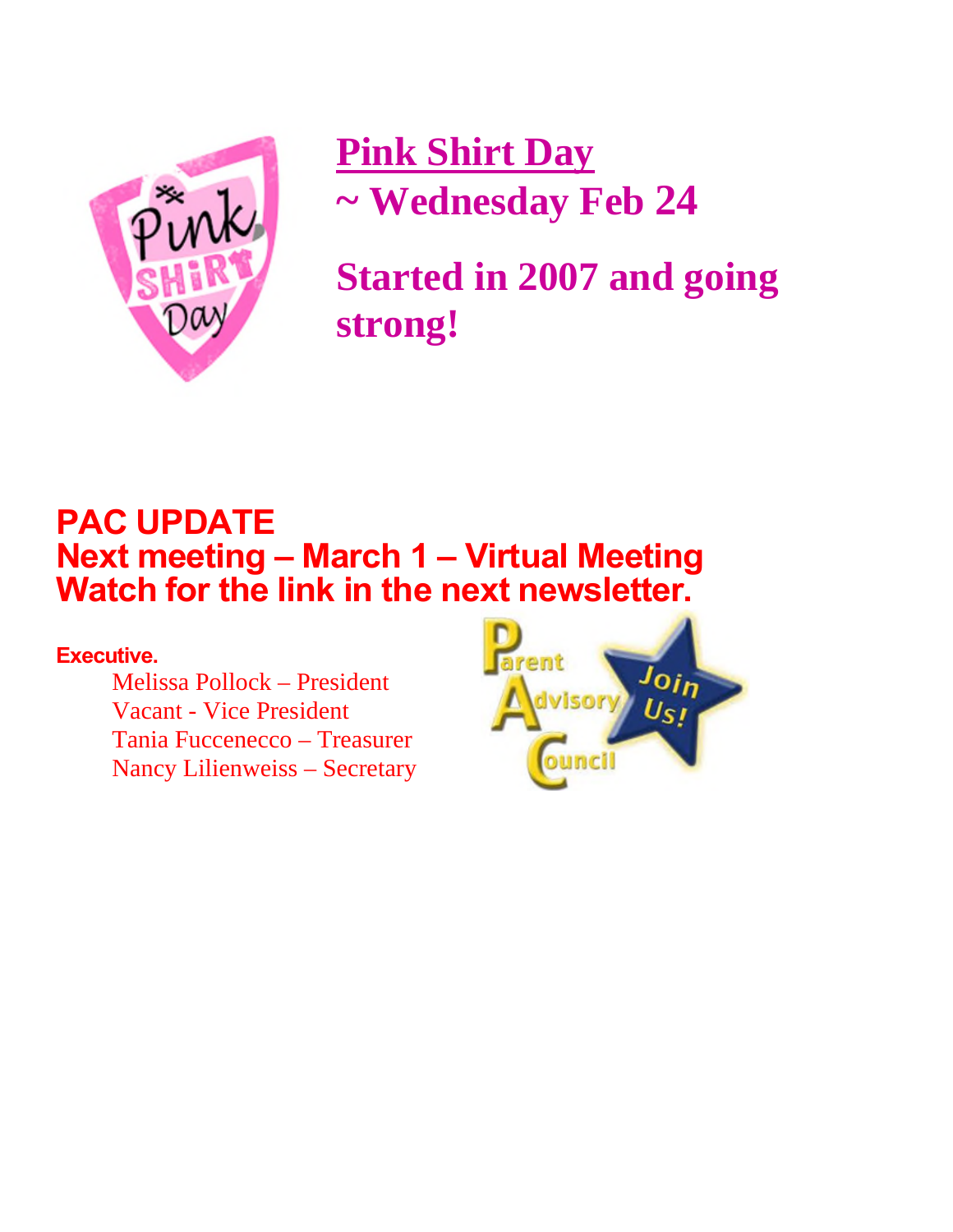## Pink Shirt Day

## ~ Wednesday Feb 24

## Started in 2007 and going strong!

## PAC UPDATE
## Next meeting – March 1 – Virtual Meeting
## Watch for the link in the next newsletter.

**Executive.**

Melissa Pollock – President
Vacant - Vice President
Tania Fuccenecco – Treasurer
Nancy Lilienweiss – Secretary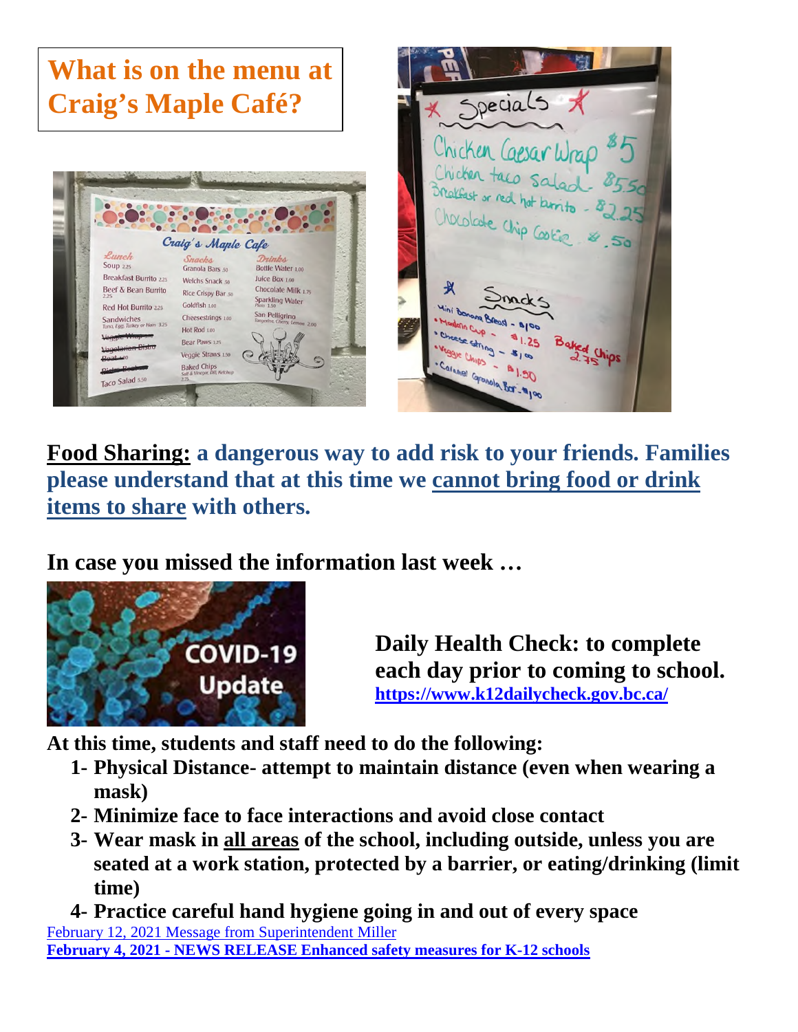# What is on the menu at Craig's Maple Café?

**Food Sharing:** **a dangerous way to add risk to your friends. Families please understand that at this time we cannot bring food or drink items to share with others.**

**In case you missed the information last week …**

**Daily Health Check: to complete each day prior to coming to school.** https://www.k12dailycheck.gov.bc.ca/

**At this time, students and staff need to do the following:**

1. **Physical Distance- attempt to maintain distance (even when wearing a mask)**
2. **Minimize face to face interactions and avoid close contact**
3. **Wear mask in all areas of the school, including outside, unless you are seated at a work station, protected by a barrier, or eating/drinking (limit time)**
4. **Practice careful hand hygiene going in and out of every space**

February 12, 2021 Message from Superintendent Miller

**February 4, 2021 - NEWS RELEASE Enhanced safety measures for K-12 schools**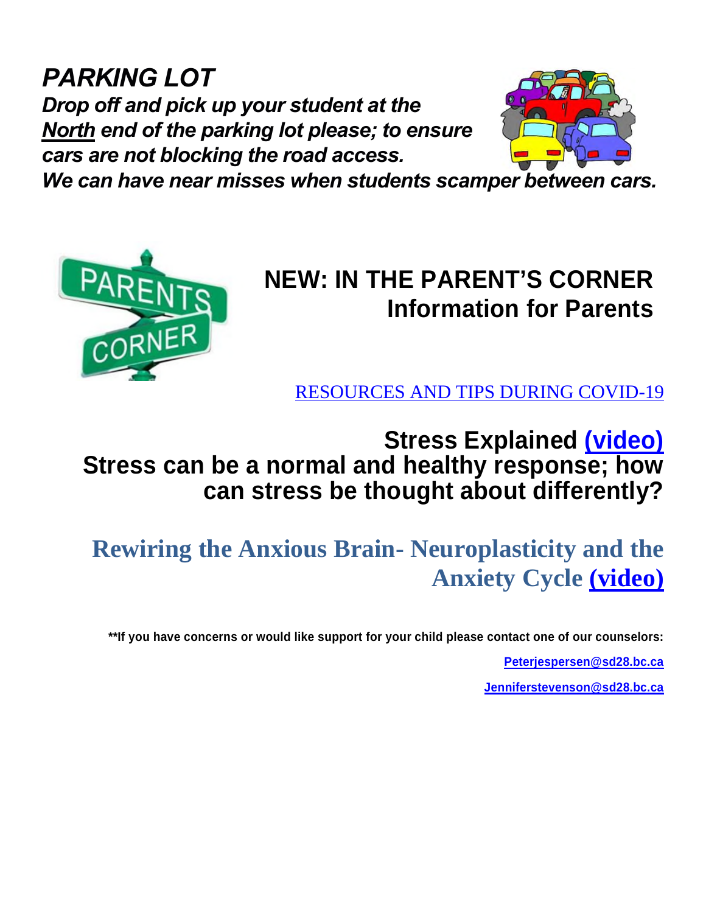## *PARKING LOT*

***Drop off and pick up your student at the <u>North</u> end of the parking lot please; to ensure cars are not blocking the road access.***

***We can have near misses when students scamper between cars.***

## NEW: IN THE PARENT'S CORNER
## Information for Parents

RESOURCES AND TIPS DURING COVID-19

### Stress Explained (video)
### Stress can be a normal and healthy response; how can stress be thought about differently?

### Rewiring the Anxious Brain- Neuroplasticity and the Anxiety Cycle (video)

**\*\*If you have concerns or would like support for your child please contact one of our counselors:**

**Peterjespersen@sd28.bc.ca**

**Jenniferstevenson@sd28.bc.ca**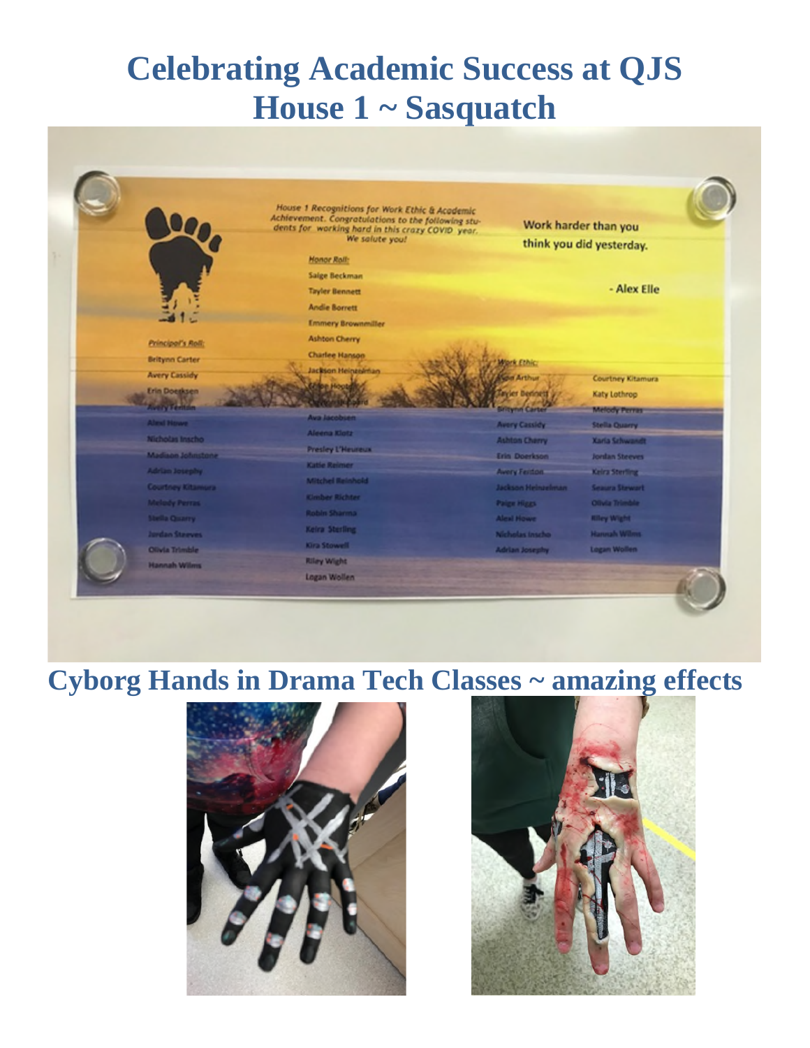# Celebrating Academic Success at QJS
# House 1 ~ Sasquatch

*House 1 Recognitions for Work Ethic & Academic Achievement. Congratulations to the following students for working hard in this crazy COVID year. We salute you!*

Work harder than you think you did yesterday.

\- Alex Elle

***Principal's Roll:***

- Britynn Carter
- Avery Cassidy
- Erin Doerksen
- Avery Fenton
- Alexi Howe
- Nicholas Inscho
- Madison Johnstone
- Adrian Josephy
- Courtney Kitamura
- Melody Perras
- Stella Quarry
- Jordan Steeves
- Olivia Trimble
- Hannah Wilms

***Honor Roll:***

- Saige Beckman
- Tayler Bennett
- Andie Borrett
- Emmery Brownmiller
- Ashton Cherry
- Charlee Hanson
- Jackson Heinzelman
- Paige Hogg
- ...
- Ava Jacobsen
- Aleena Klotz
- Presley L'Heureux
- Katie Reimer
- Mitchel Reinhold
- Kimber Richter
- Robin Sharma
- Keira Sterling
- Kira Stowell
- Riley Wight
- Logan Wollen

***Work Ethic:***

- ... Arthur
- Tayler Bennett
- Britynn Carter
- Avery Cassidy
- Ashton Cherry
- Erin Doerkson
- Avery Fenton
- Jackson Heinzelman
- Paige Higgs
- Alexi Howe
- Nicholas Inscho
- Adrian Josephy
- Courtney Kitamura
- Katy Lothrop
- Melody Perras
- Stella Quarry
- Xaria Schwandt
- Jordan Steeves
- Keira Sterling
- Seaura Stewart
- Olivia Trimble
- Riley Wight
- Hannah Wilms
- Logan Wollen

## Cyborg Hands in Drama Tech Classes ~ amazing effects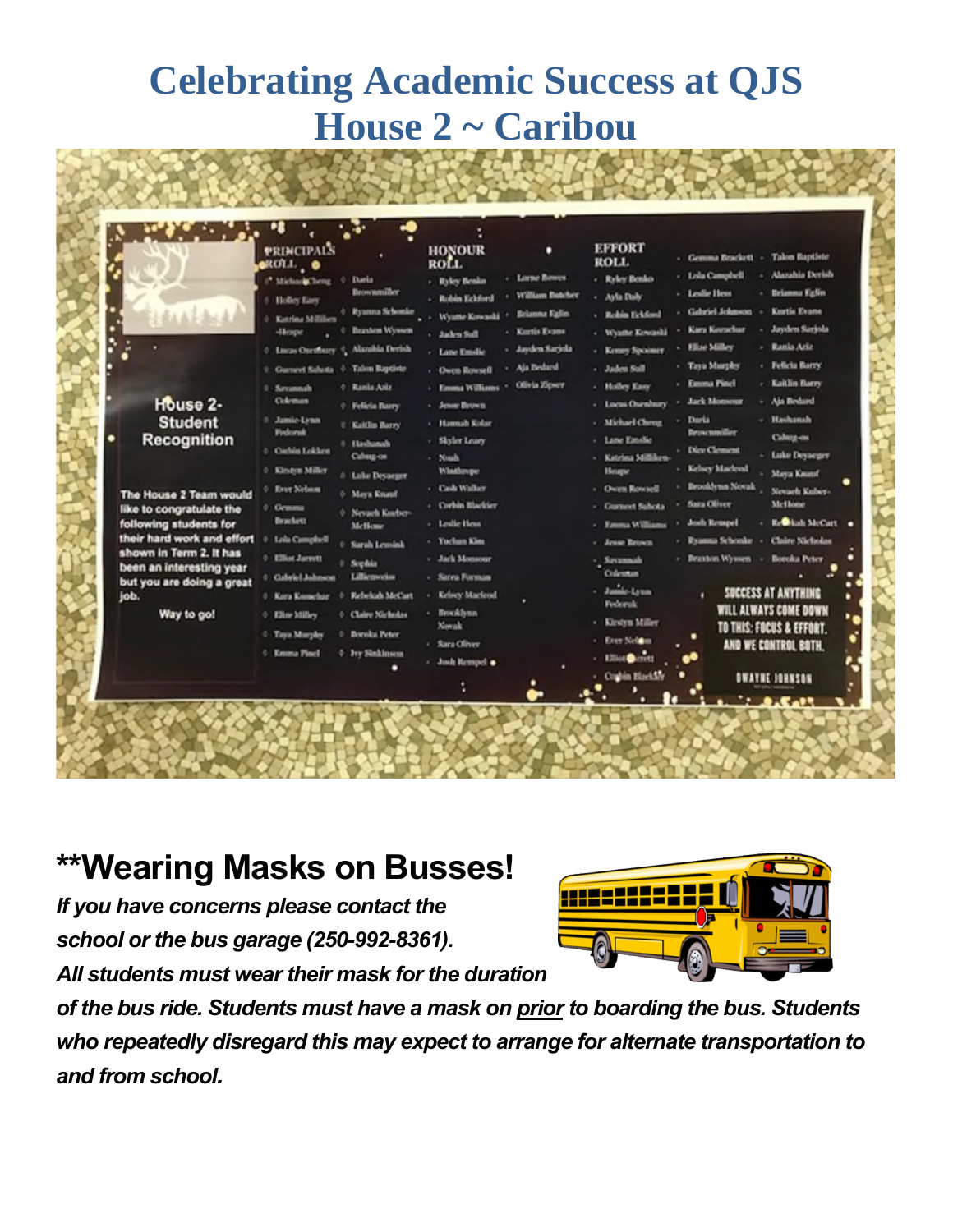# Celebrating Academic Success at QJS
# House 2 ~ Caribou

## **Wearing Masks on Busses!

***If you have concerns please contact the school or the bus garage (250-992-8361).***

***All students must wear their mask for the duration of the bus ride. Students must have a mask on <u>prior</u> to boarding the bus. Students who repeatedly disregard this may expect to arrange for alternate transportation to and from school.***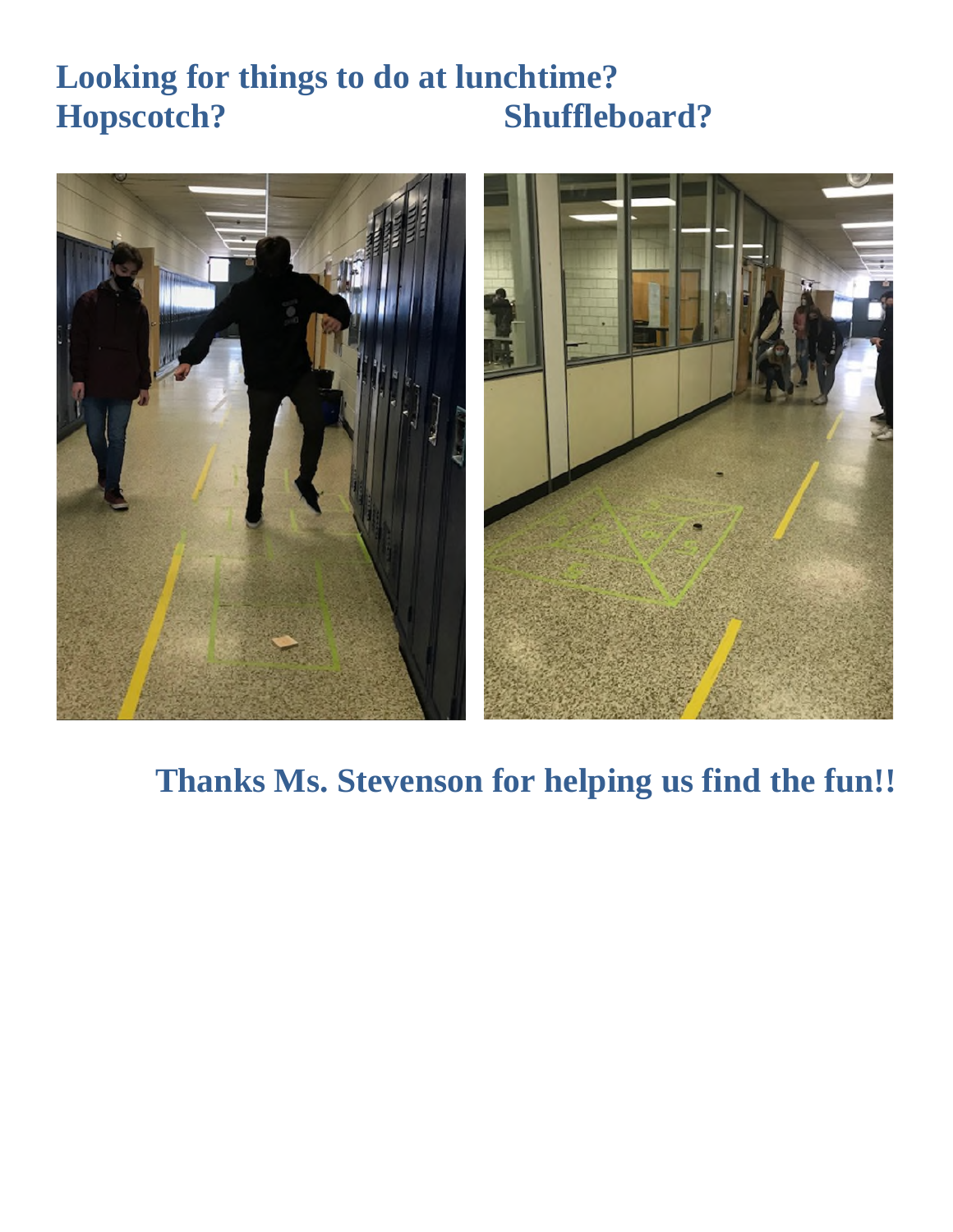**Looking for things to do at lunchtime?**

**Hopscotch?** **Shuffleboard?**

**Thanks Ms. Stevenson for helping us find the fun!!**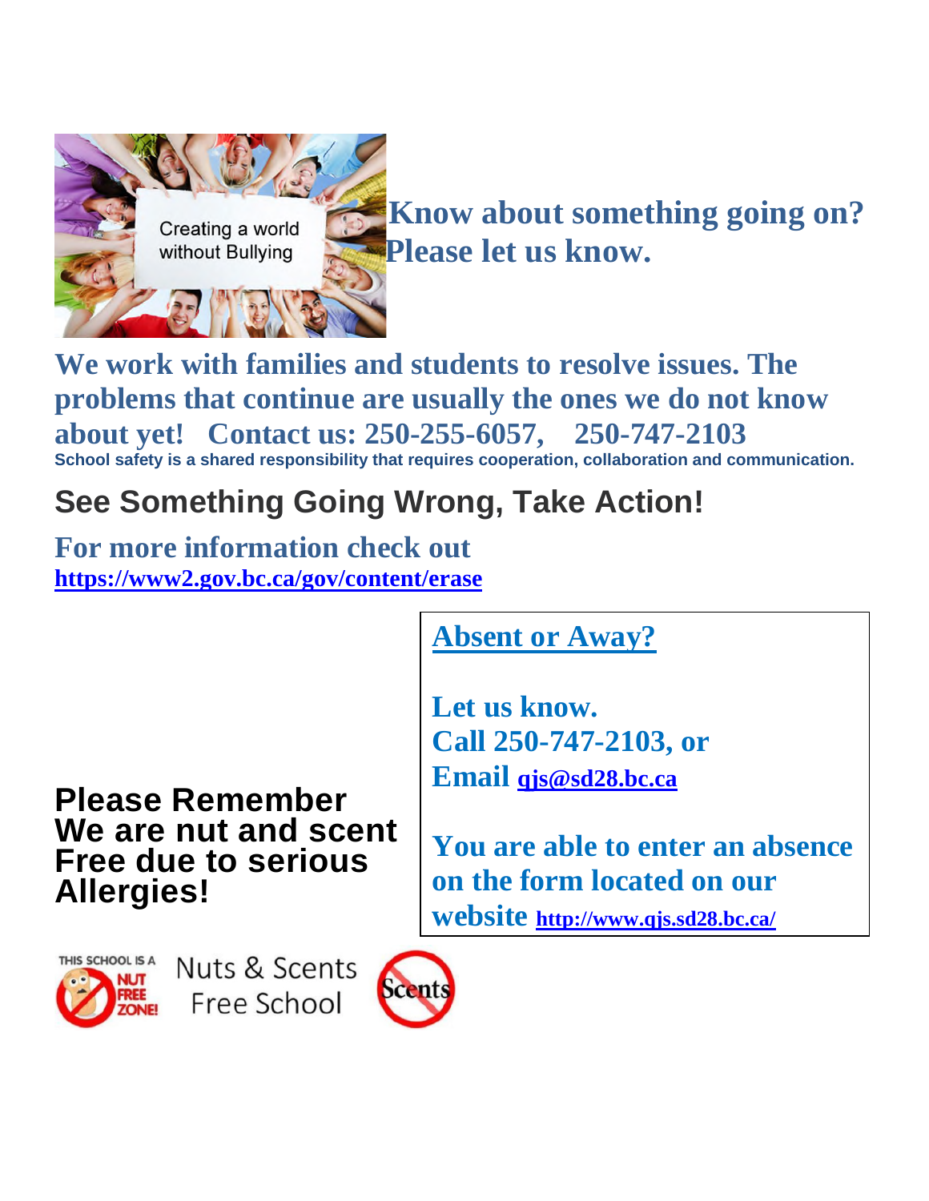Creating a world without Bullying

**Know about something going on? Please let us know.**

**We work with families and students to resolve issues. The problems that continue are usually the ones we do not know about yet! Contact us: 250-255-6057, 250-747-2103**

**School safety is a shared responsibility that requires cooperation, collaboration and communication.**

## See Something Going Wrong, Take Action!

**For more information check out**
**https://www2.gov.bc.ca/gov/content/erase**

## Absent or Away?

**Let us know.**
**Call 250-747-2103, or**
**Email qjs@sd28.bc.ca**

**You are able to enter an absence on the form located on our website http://www.qjs.sd28.bc.ca/**

## Please Remember We are nut and scent Free due to serious Allergies!

THIS SCHOOL IS A NUT FREE ZONE!

Nuts & Scents Free School

Scents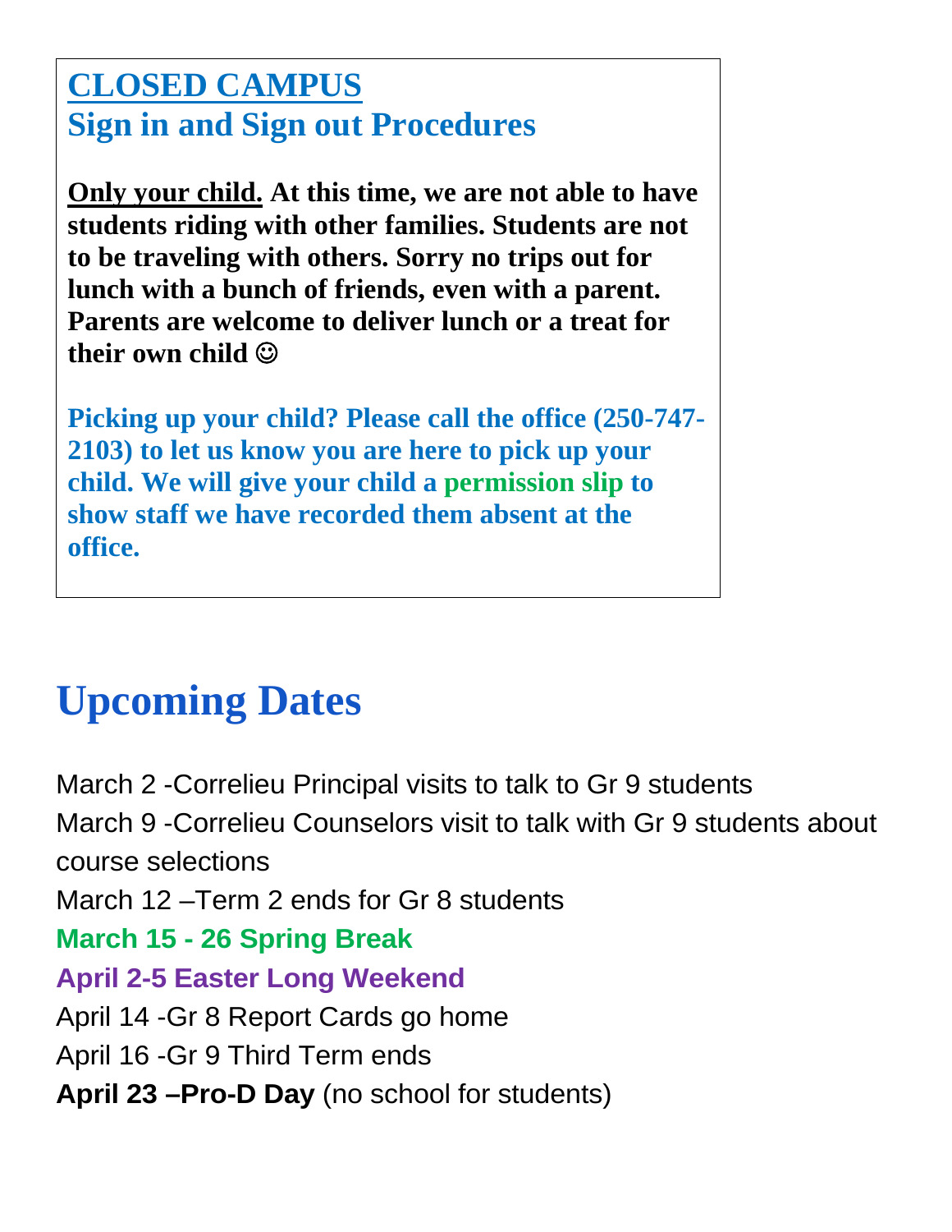## CLOSED CAMPUS
## Sign in and Sign out Procedures

**Only your child. At this time, we are not able to have students riding with other families. Students are not to be traveling with others. Sorry no trips out for lunch with a bunch of friends, even with a parent. Parents are welcome to deliver lunch or a treat for their own child ☺**

**Picking up your child? Please call the office (250-747-2103) to let us know you are here to pick up your child. We will give your child a permission slip to show staff we have recorded them absent at the office.**

# Upcoming Dates

March 2 -Correlieu Principal visits to talk to Gr 9 students
March 9 -Correlieu Counselors visit to talk with Gr 9 students about course selections
March 12 –Term 2 ends for Gr 8 students
**March 15 - 26 Spring Break**
**April 2-5 Easter Long Weekend**
April 14 -Gr 8 Report Cards go home
April 16 -Gr 9 Third Term ends
**April 23 –Pro-D Day** (no school for students)